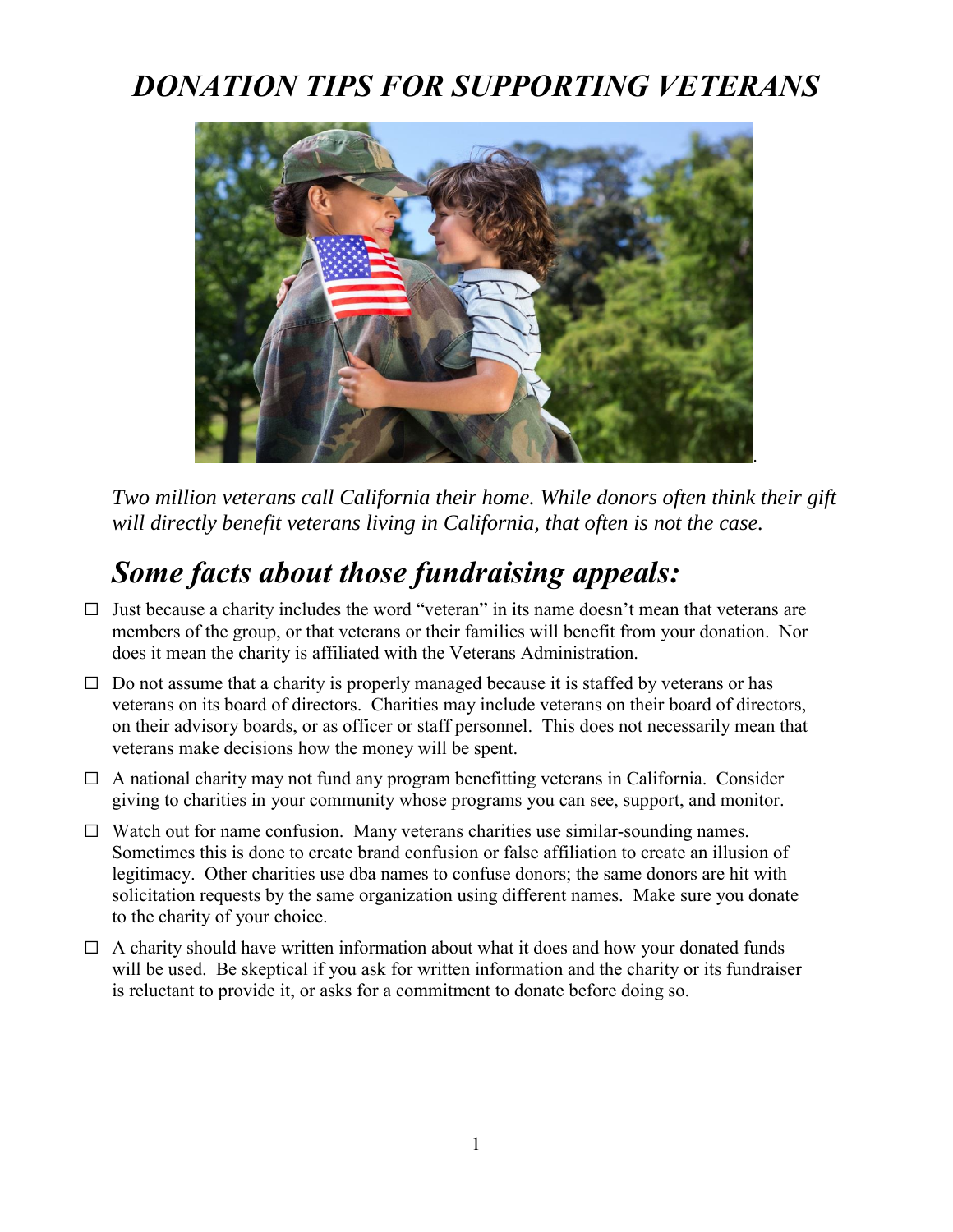# *DONATION TIPS FOR SUPPORTING VETERANS*

*Two million veterans call California their home. While donors often think their gift will directly benefit veterans living in California, that often is not the case.*

## *Some facts about those fundraising appeals:*

- ☐ Just because a charity includes the word "veteran" in its name doesn't mean that veterans are members of the group, or that veterans or their families will benefit from your donation. Nor does it mean the charity is affiliated with the Veterans Administration.
- ☐ Do not assume that a charity is properly managed because it is staffed by veterans or has veterans on its board of directors. Charities may include veterans on their board of directors, on their advisory boards, or as officer or staff personnel. This does not necessarily mean that veterans make decisions how the money will be spent.
- ☐ A national charity may not fund any program benefitting veterans in California. Consider giving to charities in your community whose programs you can see, support, and monitor.
- ☐ Watch out for name confusion. Many veterans charities use similar-sounding names. Sometimes this is done to create brand confusion or false affiliation to create an illusion of legitimacy. Other charities use dba names to confuse donors; the same donors are hit with solicitation requests by the same organization using different names. Make sure you donate to the charity of your choice.
- ☐ A charity should have written information about what it does and how your donated funds will be used. Be skeptical if you ask for written information and the charity or its fundraiser is reluctant to provide it, or asks for a commitment to donate before doing so.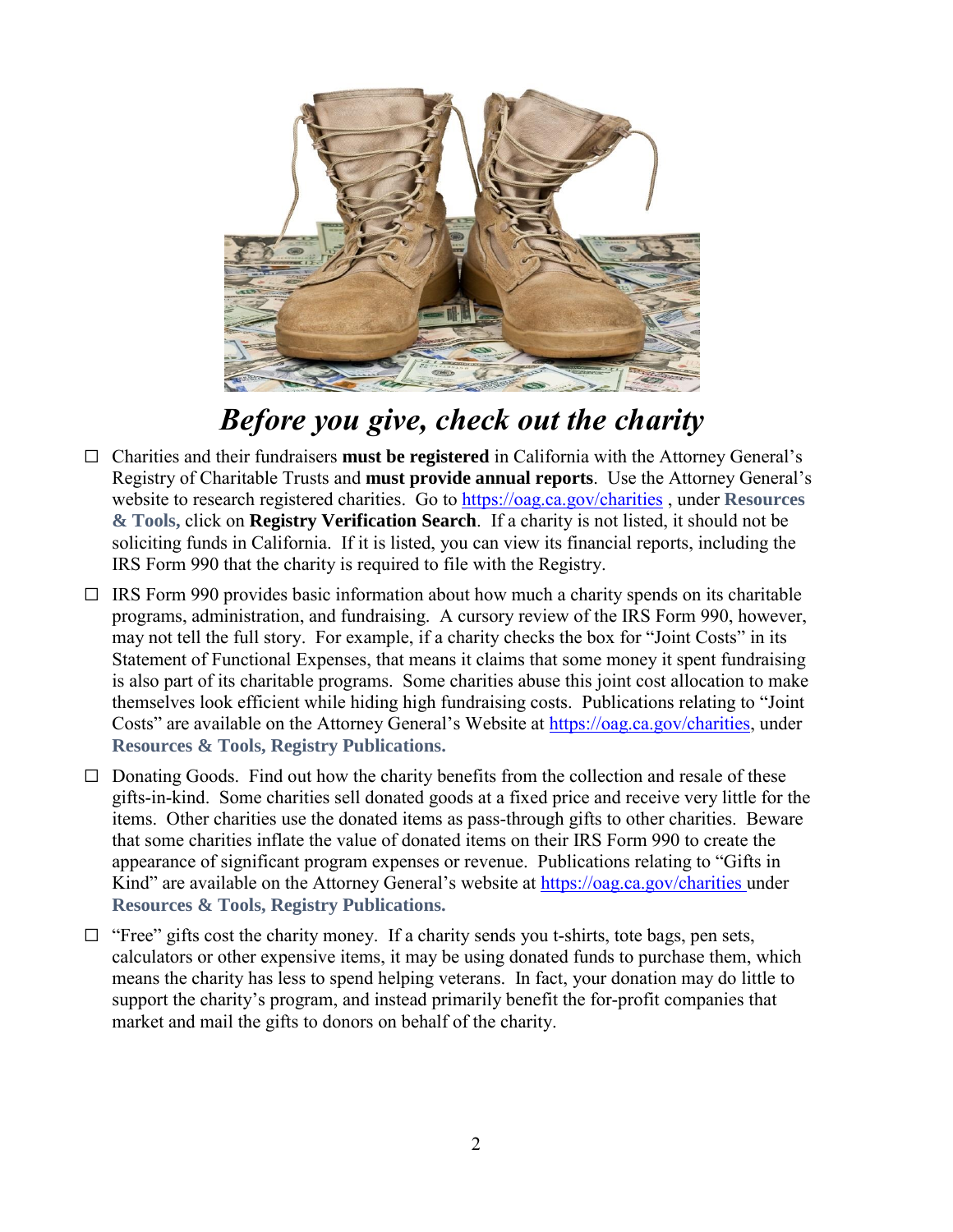# *Before you give, check out the charity*

- ☐ Charities and their fundraisers **must be registered** in California with the Attorney General's Registry of Charitable Trusts and **must provide annual reports**. Use the Attorney General's website to research registered charities. Go to https://oag.ca.gov/charities , under **Resources & Tools,** click on **Registry Verification Search**. If a charity is not listed, it should not be soliciting funds in California. If it is listed, you can view its financial reports, including the IRS Form 990 that the charity is required to file with the Registry.

- ☐ IRS Form 990 provides basic information about how much a charity spends on its charitable programs, administration, and fundraising. A cursory review of the IRS Form 990, however, may not tell the full story. For example, if a charity checks the box for "Joint Costs" in its Statement of Functional Expenses, that means it claims that some money it spent fundraising is also part of its charitable programs. Some charities abuse this joint cost allocation to make themselves look efficient while hiding high fundraising costs. Publications relating to "Joint Costs" are available on the Attorney General's Website at https://oag.ca.gov/charities, under **Resources & Tools, Registry Publications.**

- ☐ Donating Goods. Find out how the charity benefits from the collection and resale of these gifts-in-kind. Some charities sell donated goods at a fixed price and receive very little for the items. Other charities use the donated items as pass-through gifts to other charities. Beware that some charities inflate the value of donated items on their IRS Form 990 to create the appearance of significant program expenses or revenue. Publications relating to "Gifts in Kind" are available on the Attorney General's website at https://oag.ca.gov/charities under **Resources & Tools, Registry Publications.**

- ☐ "Free" gifts cost the charity money. If a charity sends you t-shirts, tote bags, pen sets, calculators or other expensive items, it may be using donated funds to purchase them, which means the charity has less to spend helping veterans. In fact, your donation may do little to support the charity's program, and instead primarily benefit the for-profit companies that market and mail the gifts to donors on behalf of the charity.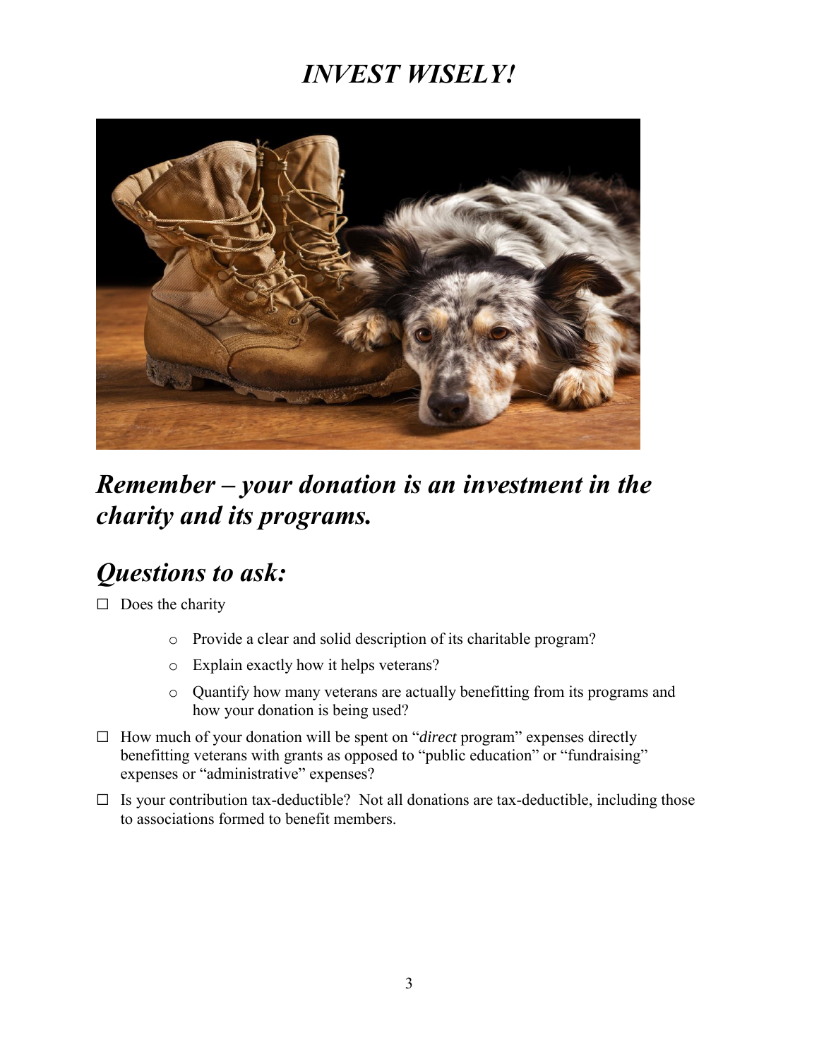# *INVEST WISELY!*

## *Remember – your donation is an investment in the charity and its programs.*

## *Questions to ask:*

- ☐ Does the charity
  - Provide a clear and solid description of its charitable program?
  - Explain exactly how it helps veterans?
  - Quantify how many veterans are actually benefitting from its programs and how your donation is being used?
- ☐ How much of your donation will be spent on "*direct* program" expenses directly benefitting veterans with grants as opposed to "public education" or "fundraising" expenses or "administrative" expenses?
- ☐ Is your contribution tax-deductible? Not all donations are tax-deductible, including those to associations formed to benefit members.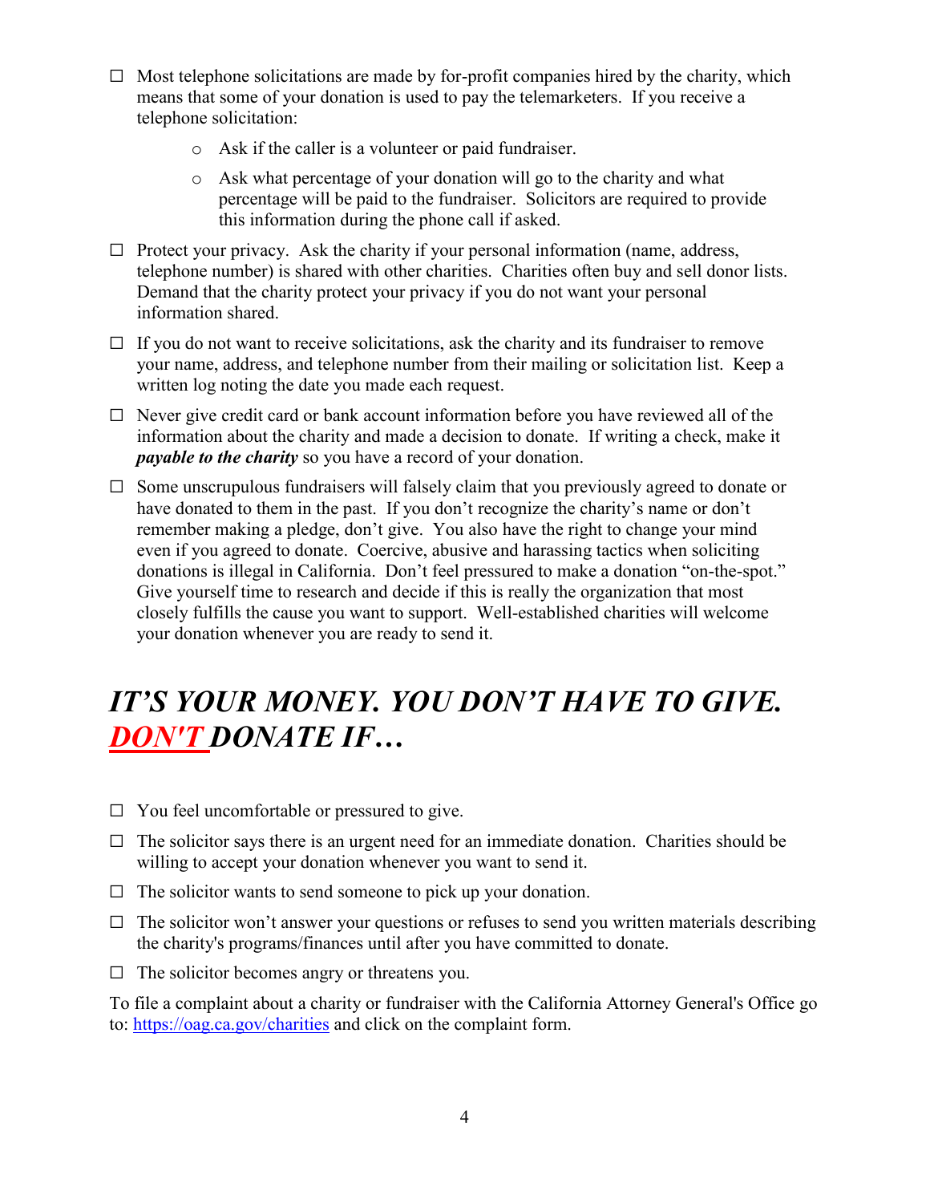- ☐ Most telephone solicitations are made by for-profit companies hired by the charity, which means that some of your donation is used to pay the telemarketers. If you receive a telephone solicitation:
  - Ask if the caller is a volunteer or paid fundraiser.
  - Ask what percentage of your donation will go to the charity and what percentage will be paid to the fundraiser. Solicitors are required to provide this information during the phone call if asked.
- ☐ Protect your privacy. Ask the charity if your personal information (name, address, telephone number) is shared with other charities. Charities often buy and sell donor lists. Demand that the charity protect your privacy if you do not want your personal information shared.
- ☐ If you do not want to receive solicitations, ask the charity and its fundraiser to remove your name, address, and telephone number from their mailing or solicitation list. Keep a written log noting the date you made each request.
- ☐ Never give credit card or bank account information before you have reviewed all of the information about the charity and made a decision to donate. If writing a check, make it ***payable to the charity*** so you have a record of your donation.
- ☐ Some unscrupulous fundraisers will falsely claim that you previously agreed to donate or have donated to them in the past. If you don't recognize the charity's name or don't remember making a pledge, don't give. You also have the right to change your mind even if you agreed to donate. Coercive, abusive and harassing tactics when soliciting donations is illegal in California. Don't feel pressured to make a donation "on-the-spot." Give yourself time to research and decide if this is really the organization that most closely fulfills the cause you want to support. Well-established charities will welcome your donation whenever you are ready to send it.

# *IT'S YOUR MONEY. YOU DON'T HAVE TO GIVE. DON'T DONATE IF…*

- ☐ You feel uncomfortable or pressured to give.
- ☐ The solicitor says there is an urgent need for an immediate donation. Charities should be willing to accept your donation whenever you want to send it.
- ☐ The solicitor wants to send someone to pick up your donation.
- ☐ The solicitor won't answer your questions or refuses to send you written materials describing the charity's programs/finances until after you have committed to donate.
- ☐ The solicitor becomes angry or threatens you.

To file a complaint about a charity or fundraiser with the California Attorney General's Office go to: https://oag.ca.gov/charities and click on the complaint form.